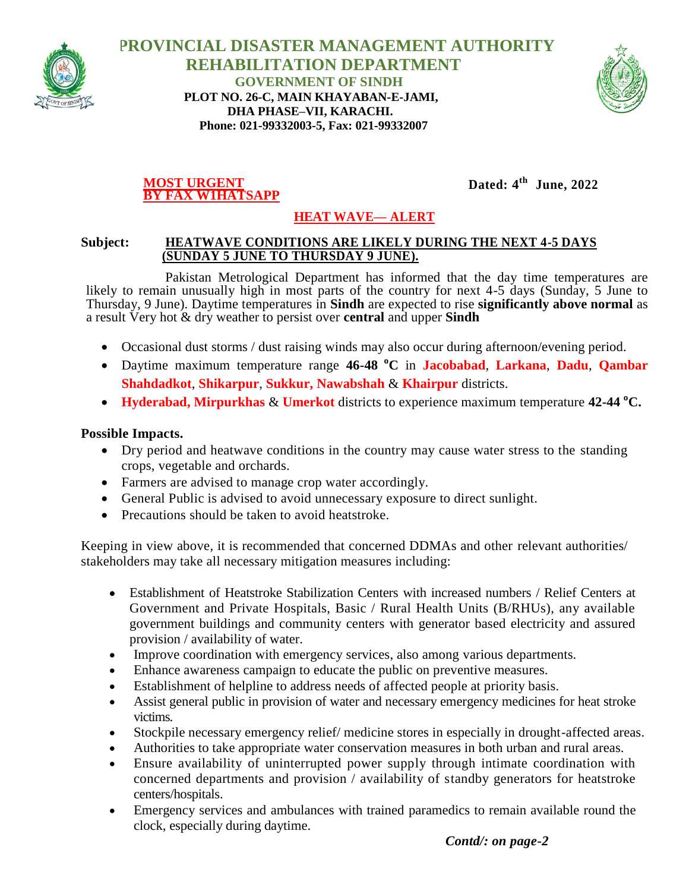# PROVINCIAL DISASTER MANAGEMENT AUTHORITY
## REHABILITATION DEPARTMENT
### GOVERNMENT OF SINDH

**PLOT NO. 26-C, MAIN KHAYABAN-E-JAMI,**
**DHA PHASE–VII, KARACHI.**
**Phone: 021-99332003-5, Fax: 021-99332007**

**MOST URGENT**
**BY FAX WIHATSAPP**

**Dated: 4th June, 2022**

**HEAT WAVE— ALERT**

**Subject: HEATWAVE CONDITIONS ARE LIKELY DURING THE NEXT 4-5 DAYS (SUNDAY 5 JUNE TO THURSDAY 9 JUNE).**

Pakistan Metrological Department has informed that the day time temperatures are likely to remain unusually high in most parts of the country for next 4-5 days (Sunday, 5 June to Thursday, 9 June). Daytime temperatures in **Sindh** are expected to rise **significantly above normal** as a result Very hot & dry weather to persist over **central** and upper **Sindh**

- Occasional dust storms / dust raising winds may also occur during afternoon/evening period.
- Daytime maximum temperature range **46-48 $^o$C** in **Jacobabad**, **Larkana**, **Dadu**, **Qambar Shahdadkot**, **Shikarpur**, **Sukkur, Nawabshah** & **Khairpur** districts.
- **Hyderabad, Mirpurkhas** & **Umerkot** districts to experience maximum temperature **42-44 $^o$C.**

**Possible Impacts.**

- Dry period and heatwave conditions in the country may cause water stress to the standing crops, vegetable and orchards.
- Farmers are advised to manage crop water accordingly.
- General Public is advised to avoid unnecessary exposure to direct sunlight.
- Precautions should be taken to avoid heatstroke.

Keeping in view above, it is recommended that concerned DDMAs and other relevant authorities/ stakeholders may take all necessary mitigation measures including:

- Establishment of Heatstroke Stabilization Centers with increased numbers / Relief Centers at Government and Private Hospitals, Basic / Rural Health Units (B/RHUs), any available government buildings and community centers with generator based electricity and assured provision / availability of water.
- Improve coordination with emergency services, also among various departments.
- Enhance awareness campaign to educate the public on preventive measures.
- Establishment of helpline to address needs of affected people at priority basis.
- Assist general public in provision of water and necessary emergency medicines for heat stroke victims.
- Stockpile necessary emergency relief/ medicine stores in especially in drought-affected areas.
- Authorities to take appropriate water conservation measures in both urban and rural areas.
- Ensure availability of uninterrupted power supply through intimate coordination with concerned departments and provision / availability of standby generators for heatstroke centers/hospitals.
- Emergency services and ambulances with trained paramedics to remain available round the clock, especially during daytime.

***Contd/: on page-2***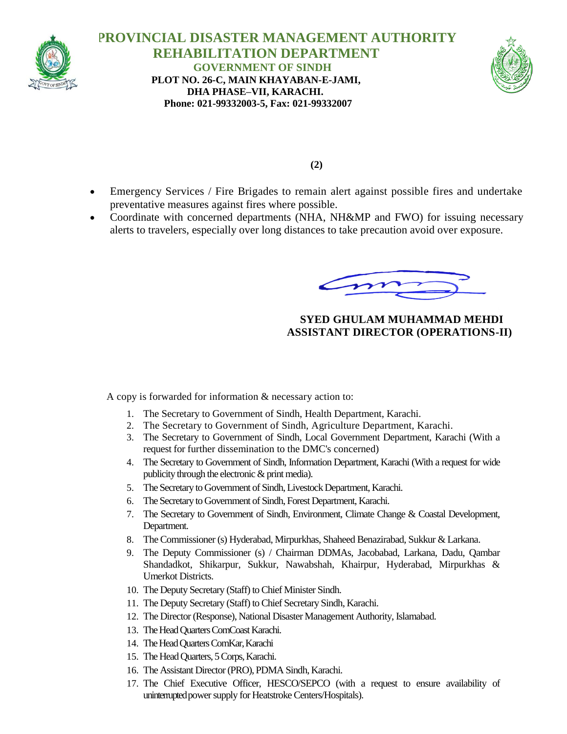# PROVINCIAL DISASTER MANAGEMENT AUTHORITY
## REHABILITATION DEPARTMENT
### GOVERNMENT OF SINDH

**PLOT NO. 26-C, MAIN KHAYABAN-E-JAMI,
DHA PHASE–VII, KARACHI.
Phone: 021-99332003-5, Fax: 021-99332007**

**(2)**

- Emergency Services / Fire Brigades to remain alert against possible fires and undertake preventative measures against fires where possible.
- Coordinate with concerned departments (NHA, NH&MP and FWO) for issuing necessary alerts to travelers, especially over long distances to take precaution avoid over exposure.

**SYED GHULAM MUHAMMAD MEHDI**
**ASSISTANT DIRECTOR (OPERATIONS-II)**

A copy is forwarded for information & necessary action to:

1. The Secretary to Government of Sindh, Health Department, Karachi.
2. The Secretary to Government of Sindh, Agriculture Department, Karachi.
3. The Secretary to Government of Sindh, Local Government Department, Karachi (With a request for further dissemination to the DMC's concerned)
4. The Secretary to Government of Sindh, Information Department, Karachi (With a request for wide publicity through the electronic & print media).
5. The Secretary to Government of Sindh, Livestock Department, Karachi.
6. The Secretary to Government of Sindh, Forest Department, Karachi.
7. The Secretary to Government of Sindh, Environment, Climate Change & Coastal Development, Department.
8. The Commissioner (s) Hyderabad, Mirpurkhas, Shaheed Benazirabad, Sukkur & Larkana.
9. The Deputy Commissioner (s) / Chairman DDMAs, Jacobabad, Larkana, Dadu, Qambar Shandadkot, Shikarpur, Sukkur, Nawabshah, Khairpur, Hyderabad, Mirpurkhas & Umerkot Districts.
10. The Deputy Secretary (Staff) to Chief Minister Sindh.
11. The Deputy Secretary (Staff) to Chief Secretary Sindh, Karachi.
12. The Director (Response), National Disaster Management Authority, Islamabad.
13. The Head Quarters ComCoast Karachi.
14. The Head Quarters ComKar, Karachi
15. The Head Quarters, 5 Corps, Karachi.
16. The Assistant Director (PRO), PDMA Sindh, Karachi.
17. The Chief Executive Officer, HESCO/SEPCO (with a request to ensure availability of uninterrupted power supply for Heatstroke Centers/Hospitals).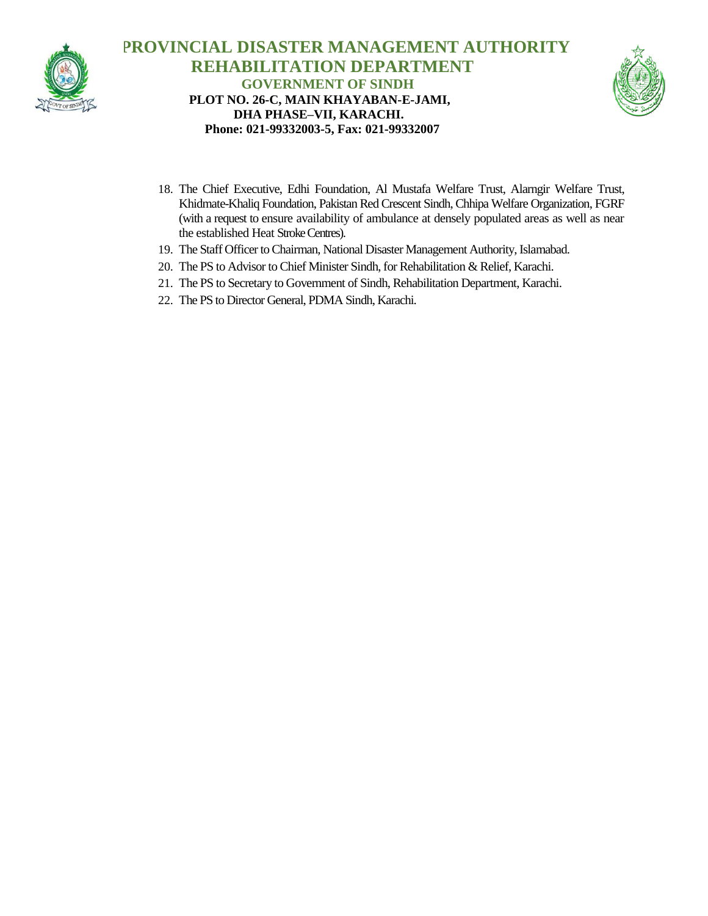# PROVINCIAL DISASTER MANAGEMENT AUTHORITY
## REHABILITATION DEPARTMENT
### GOVERNMENT OF SINDH

**PLOT NO. 26-C, MAIN KHAYABAN-E-JAMI,**
**DHA PHASE–VII, KARACHI.**
**Phone: 021-99332003-5, Fax: 021-99332007**

18. The Chief Executive, Edhi Foundation, Al Mustafa Welfare Trust, Alarngir Welfare Trust, Khidmate-Khaliq Foundation, Pakistan Red Crescent Sindh, Chhipa Welfare Organization, FGRF (with a request to ensure availability of ambulance at densely populated areas as well as near the established Heat Stroke Centres).
19. The Staff Officer to Chairman, National Disaster Management Authority, Islamabad.
20. The PS to Advisor to Chief Minister Sindh, for Rehabilitation & Relief, Karachi.
21. The PS to Secretary to Government of Sindh, Rehabilitation Department, Karachi.
22. The PS to Director General, PDMA Sindh, Karachi.